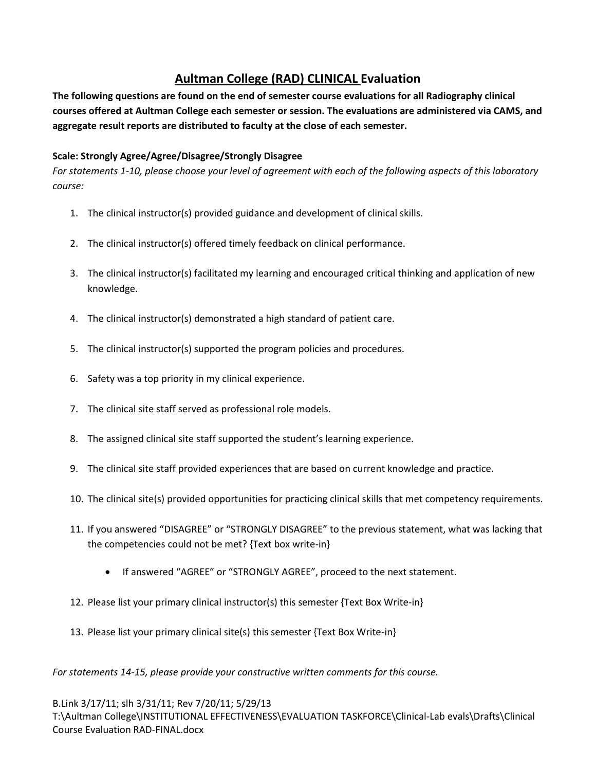# Aultman College (RAD) CLINICAL Evaluation

**The following questions are found on the end of semester course evaluations for all Radiography clinical courses offered at Aultman College each semester or session. The evaluations are administered via CAMS, and aggregate result reports are distributed to faculty at the close of each semester.**

**Scale: Strongly Agree/Agree/Disagree/Strongly Disagree**

*For statements 1-10, please choose your level of agreement with each of the following aspects of this laboratory course:*

1. The clinical instructor(s) provided guidance and development of clinical skills.
2. The clinical instructor(s) offered timely feedback on clinical performance.
3. The clinical instructor(s) facilitated my learning and encouraged critical thinking and application of new knowledge.
4. The clinical instructor(s) demonstrated a high standard of patient care.
5. The clinical instructor(s) supported the program policies and procedures.
6. Safety was a top priority in my clinical experience.
7. The clinical site staff served as professional role models.
8. The assigned clinical site staff supported the student's learning experience.
9. The clinical site staff provided experiences that are based on current knowledge and practice.
10. The clinical site(s) provided opportunities for practicing clinical skills that met competency requirements.
11. If you answered "DISAGREE" or "STRONGLY DISAGREE" to the previous statement, what was lacking that the competencies could not be met? {Text box write-in}
    - If answered "AGREE" or "STRONGLY AGREE", proceed to the next statement.
12. Please list your primary clinical instructor(s) this semester {Text Box Write-in}
13. Please list your primary clinical site(s) this semester {Text Box Write-in}

*For statements 14-15, please provide your constructive written comments for this course.*

B.Link 3/17/11; slh 3/31/11; Rev 7/20/11; 5/29/13
T:\Aultman College\INSTITUTIONAL EFFECTIVENESS\EVALUATION TASKFORCE\Clinical-Lab evals\Drafts\Clinical Course Evaluation RAD-FINAL.docx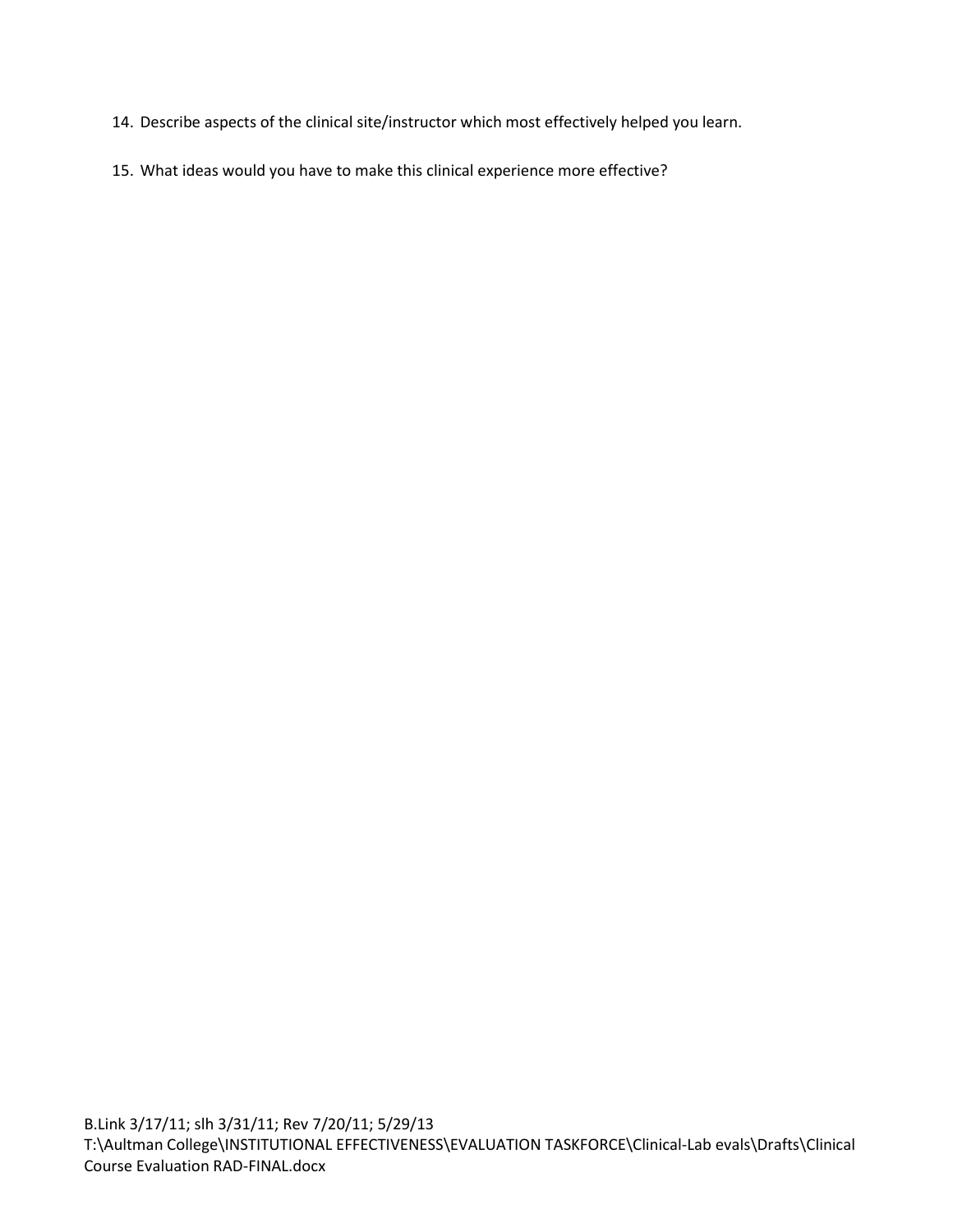14. Describe aspects of the clinical site/instructor which most effectively helped you learn.

15. What ideas would you have to make this clinical experience more effective?

B.Link 3/17/11; slh 3/31/11; Rev 7/20/11; 5/29/13
T:\Aultman College\INSTITUTIONAL EFFECTIVENESS\EVALUATION TASKFORCE\Clinical-Lab evals\Drafts\Clinical Course Evaluation RAD-FINAL.docx